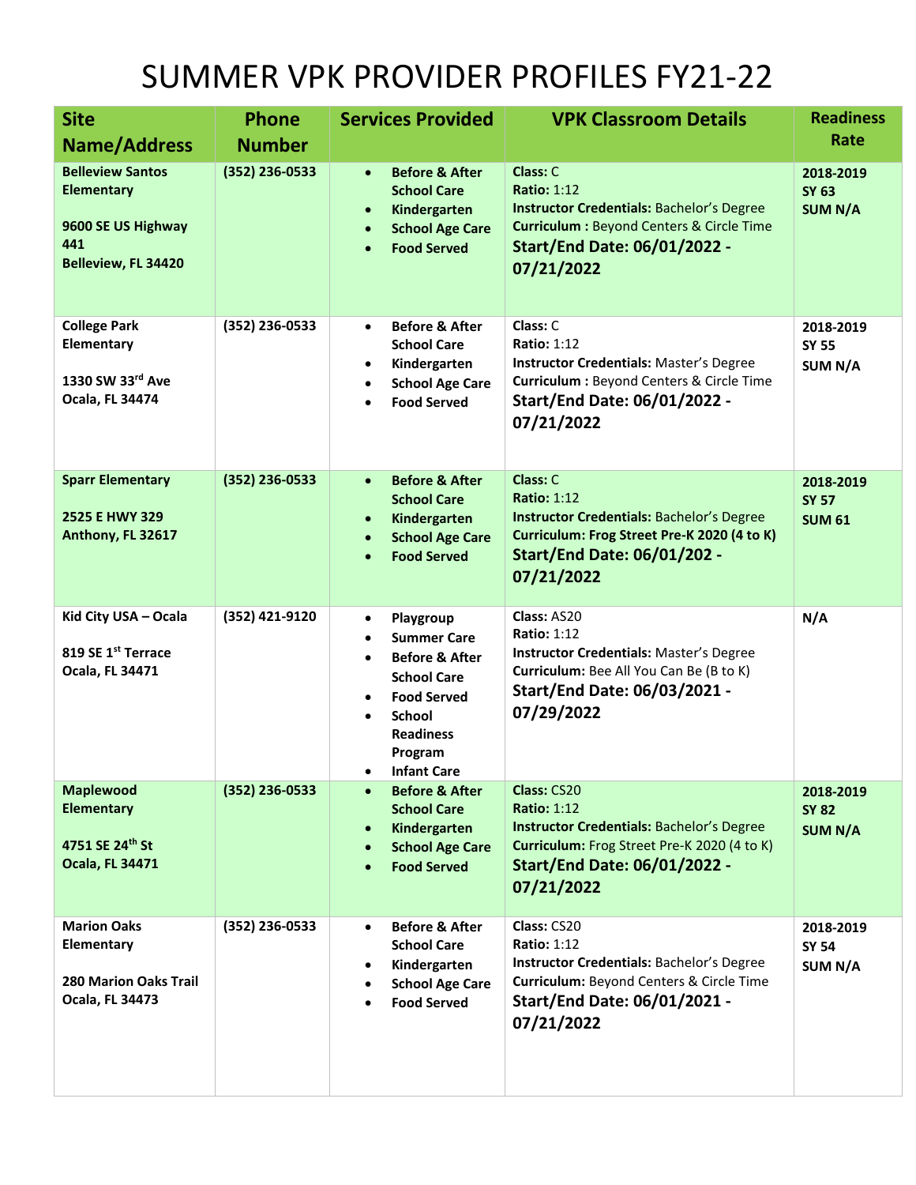# SUMMER VPK PROVIDER PROFILES FY21-22

| Site Name/Address | Phone Number | Services Provided | VPK Classroom Details | Readiness Rate |
|---|---|---|---|---|
| **Belleview Santos Elementary**<br><br>**9600 SE US Highway 441**<br>**Belleview, FL 34420** | **(352) 236-0533** | • **Before & After School Care**<br>• **Kindergarten**<br>• **School Age Care**<br>• **Food Served** | **Class:** C<br>**Ratio:** 1:12<br>**Instructor Credentials:** Bachelor's Degree<br>**Curriculum :** Beyond Centers & Circle Time<br>**Start/End Date: 06/01/2022 - 07/21/2022** | **2018-2019**<br>**SY 63**<br>**SUM N/A** |
| **College Park Elementary**<br><br>**1330 SW 33rd Ave**<br>**Ocala, FL 34474** | **(352) 236-0533** | • **Before & After School Care**<br>• **Kindergarten**<br>• **School Age Care**<br>• **Food Served** | **Class:** C<br>**Ratio:** 1:12<br>**Instructor Credentials:** Master's Degree<br>**Curriculum :** Beyond Centers & Circle Time<br>**Start/End Date: 06/01/2022 - 07/21/2022** | **2018-2019**<br>**SY 55**<br>**SUM N/A** |
| **Sparr Elementary**<br><br>**2525 E HWY 329**<br>**Anthony, FL 32617** | **(352) 236-0533** | • **Before & After School Care**<br>• **Kindergarten**<br>• **School Age Care**<br>• **Food Served** | **Class:** C<br>**Ratio:** 1:12<br>**Instructor Credentials:** Bachelor's Degree<br>**Curriculum: Frog Street Pre-K 2020 (4 to K)**<br>**Start/End Date: 06/01/202 - 07/21/2022** | **2018-2019**<br>**SY 57**<br>**SUM 61** |
| **Kid City USA – Ocala**<br><br>**819 SE 1st Terrace**<br>**Ocala, FL 34471** | **(352) 421-9120** | • **Playgroup**<br>• **Summer Care**<br>• **Before & After School Care**<br>• **Food Served**<br>• **School Readiness Program**<br>• **Infant Care** | **Class:** AS20<br>**Ratio:** 1:12<br>**Instructor Credentials:** Master's Degree<br>**Curriculum:** Bee All You Can Be (B to K)<br>**Start/End Date: 06/03/2021 - 07/29/2022** | **N/A** |
| **Maplewood Elementary**<br><br>**4751 SE 24th St**<br>**Ocala, FL 34471** | **(352) 236-0533** | • **Before & After School Care**<br>• **Kindergarten**<br>• **School Age Care**<br>• **Food Served** | **Class:** CS20<br>**Ratio:** 1:12<br>**Instructor Credentials:** Bachelor's Degree<br>**Curriculum:** Frog Street Pre-K 2020 (4 to K)<br>**Start/End Date: 06/01/2022 - 07/21/2022** | **2018-2019**<br>**SY 82**<br>**SUM N/A** |
| **Marion Oaks Elementary**<br><br>**280 Marion Oaks Trail**<br>**Ocala, FL 34473** | **(352) 236-0533** | • **Before & After School Care**<br>• **Kindergarten**<br>• **School Age Care**<br>• **Food Served** | **Class:** CS20<br>**Ratio:** 1:12<br>**Instructor Credentials:** Bachelor's Degree<br>**Curriculum:** Beyond Centers & Circle Time<br>**Start/End Date: 06/01/2021 - 07/21/2022** | **2018-2019**<br>**SY 54**<br>**SUM N/A** |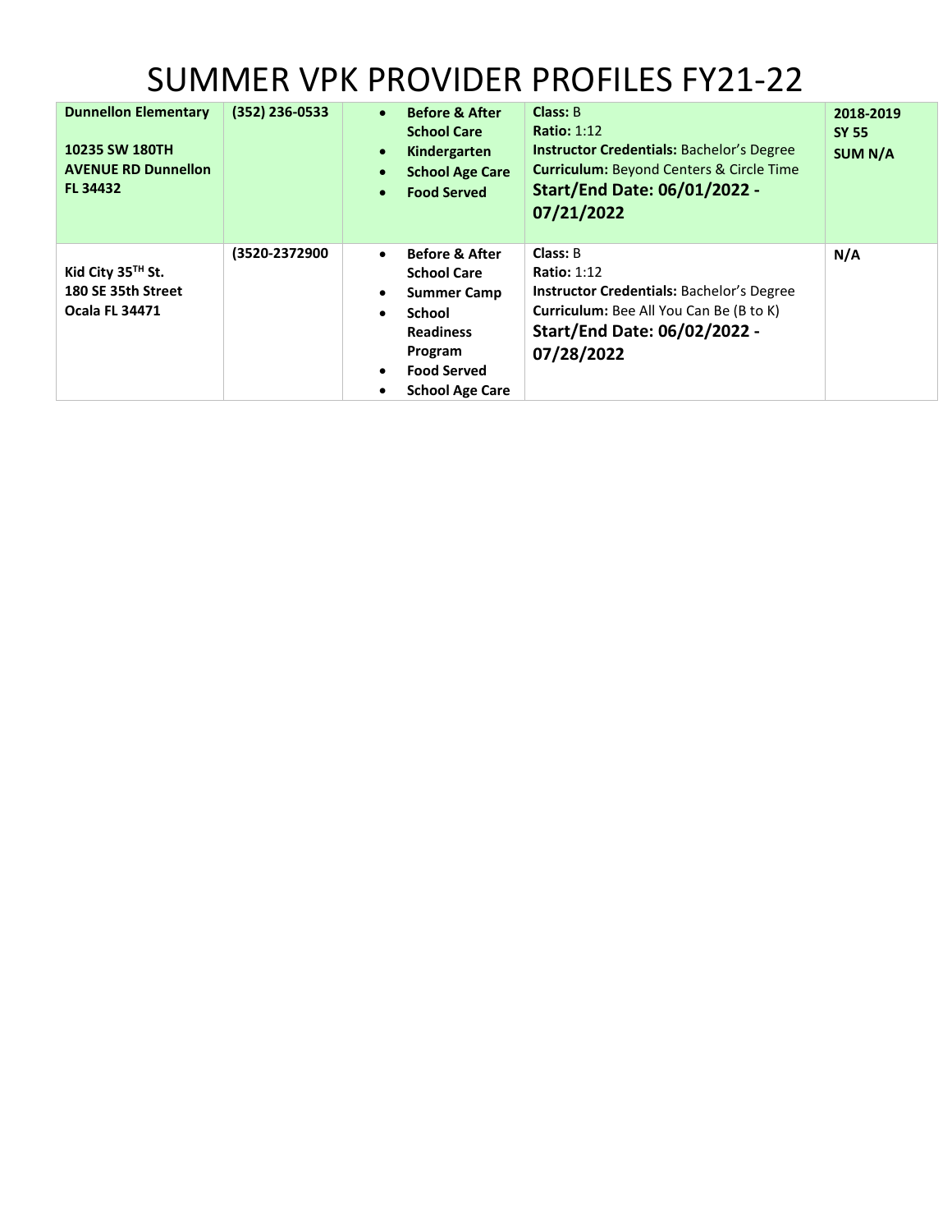# SUMMER VPK PROVIDER PROFILES FY21-22

| | | | | |
|---|---|---|---|---|
| **Dunnellon Elementary**<br><br>**10235 SW 180TH AVENUE RD Dunnellon FL 34432** | **(352) 236-0533** | • **Before & After School Care**<br>• **Kindergarten**<br>• **School Age Care**<br>• **Food Served** | **Class:** B<br>**Ratio:** 1:12<br>**Instructor Credentials:** Bachelor's Degree<br>**Curriculum:** Beyond Centers & Circle Time<br>**Start/End Date: 06/01/2022 - 07/21/2022** | **2018-2019**<br>**SY 55**<br>**SUM N/A** |
| **Kid City 35TH St.**<br>**180 SE 35th Street Ocala FL 34471** | **(3520-2372900** | • **Before & After School Care**<br>• **Summer Camp**<br>• **School Readiness Program**<br>• **Food Served**<br>• **School Age Care** | **Class:** B<br>**Ratio:** 1:12<br>**Instructor Credentials:** Bachelor's Degree<br>**Curriculum:** Bee All You Can Be (B to K)<br>**Start/End Date: 06/02/2022 - 07/28/2022** | **N/A** |